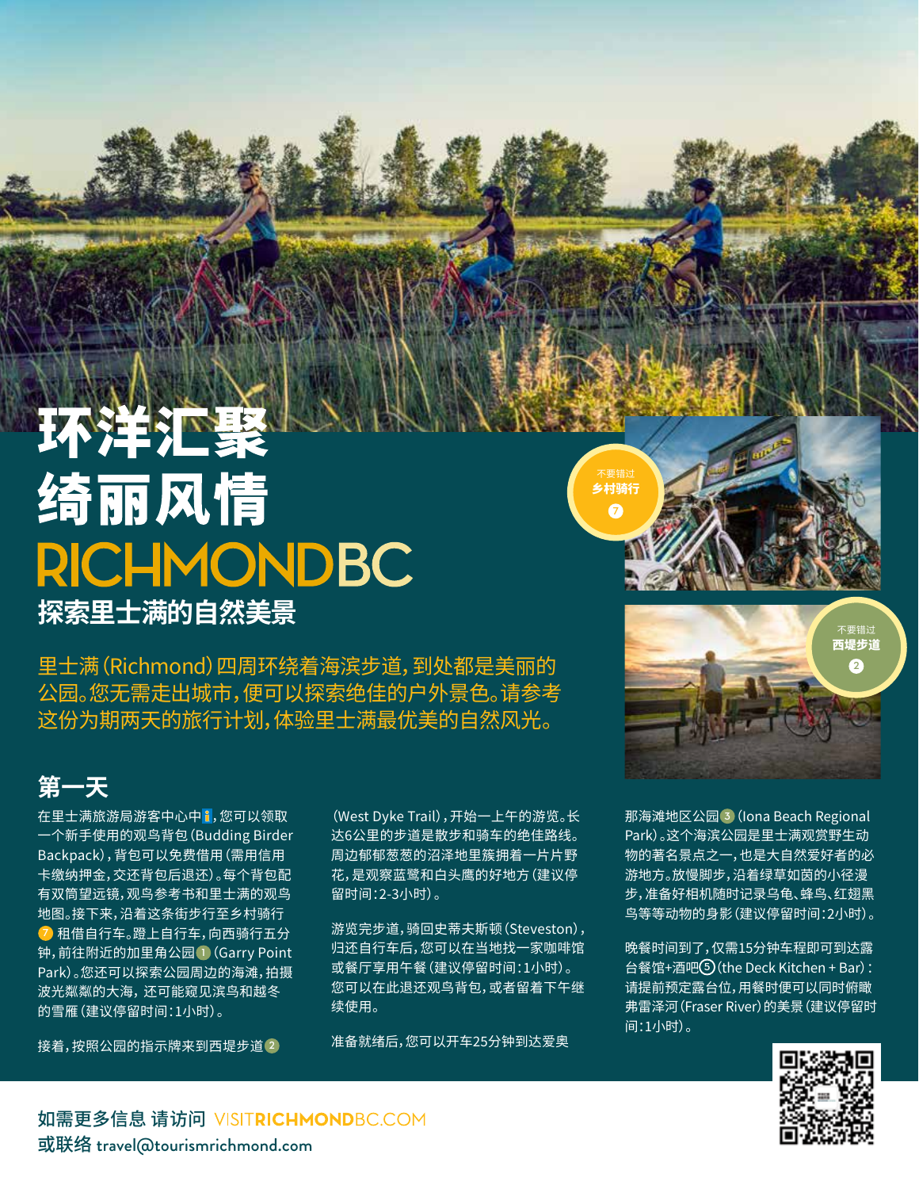# 环洋汇聚
# 绮丽风情

## RICHMONDBC

### 探索里士满的自然美景

里士满(Richmond)四周环绕着海滨步道,到处都是美丽的公园。您无需走出城市,便可以探索绝佳的户外景色。请参考这份为期两天的旅行计划,体验里士满最优美的自然风光。

不要错过
**乡村骑行**
7

不要错过
**西堤步道**
2

## 第一天

在里士满旅游局游客中心中ℹ,您可以领取一个新手使用的观鸟背包(Budding Birder Backpack),背包可以免费借用(需用信用卡缴纳押金,交还背包后退还)。每个背包配有双筒望远镜,观鸟参考书和里士满的观鸟地图。接下来,沿着这条街步行至乡村骑行7租借自行车。蹬上自行车,向西骑行五分钟,前往附近的加里角公园1(Garry Point Park)。您还可以探索公园周边的海滩,拍摄波光粼粼的大海,还可能窥见滨鸟和越冬的雪雁(建议停留时间:1小时)。

接着,按照公园的指示牌来到西堤步道2(West Dyke Trail),开始一上午的游览。长达6公里的步道是散步和骑车的绝佳路线。周边郁郁葱葱的沼泽地里簇拥着一片片野花,是观察蓝鹭和白头鹰的好地方(建议停留时间:2-3小时)。

游览完步道,骑回史蒂夫斯顿(Steveston),归还自行车后,您可以在当地找一家咖啡馆或餐厅享用午餐(建议停留时间:1小时)。您可以在此退还观鸟背包,或者留着下午继续使用。

准备就绪后,您可以开车25分钟到达爱奥那海滩地区公园3(Iona Beach Regional Park)。这个海滨公园是里士满观赏野生动物的著名景点之一,也是大自然爱好者的必游地方。放慢脚步,沿着绿草如茵的小径漫步,准备好相机随时记录乌龟、蜂鸟、红翅黑鸟等等动物的身影(建议停留时间:2小时)。

晚餐时间到了,仅需15分钟车程即可到达露台餐馆+酒吧⑤(the Deck Kitchen + Bar):请提前预定露台位,用餐时便可以同时俯瞰弗雷泽河(Fraser River)的美景(建议停留时间:1小时)。

如需更多信息 请访问 VISITRICHMONDBC.COM
或联络 travel@tourismrichmond.com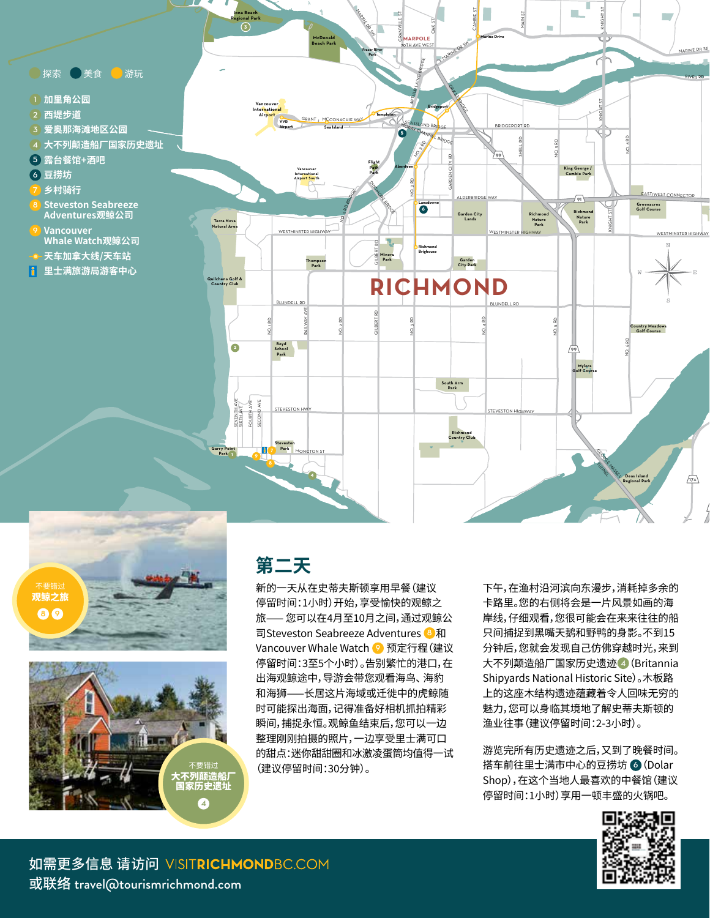探索 美食 游玩

1. 加里角公园
2. 西堤步道
3. 爱奥那海滩地区公园
4. 大不列颠造船厂国家历史遗址
5. 露台餐馆+酒吧
6. 豆捞坊
7. 乡村骑行
8. Steveston Seabreeze Adventures观鲸公司
9. Vancouver Whale Watch观鲸公司

天车加拿大线/天车站

里士满旅游局游客中心

RICHMOND

不要错过
观鲸之旅
8 9

不要错过
大不列颠造船厂国家历史遗址
4

## 第二天

新的一天从在史蒂夫斯顿享用早餐(建议停留时间:1小时)开始,享受愉快的观鲸之旅—— 您可以在4月至10月之间,通过观鲸公司Steveston Seabreeze Adventures 8 和Vancouver Whale Watch 9 预定行程(建议停留时间:3至5个小时)。告别繁忙的港口,在出海观鲸途中,导游会带您观看海鸟、海豹和海狮——长居这片海域或迁徙中的虎鲸随时可能探出海面,记得准备好相机抓拍精彩瞬间,捕捉永恒。观鲸鱼结束后,您可以一边整理刚刚拍摄的照片,一边享受里士满可口的甜点:迷你甜甜圈和冰激凌蛋筒均值得一试(建议停留时间:30分钟)。

下午,在渔村沿河滨向东漫步,消耗掉多余的卡路里。您的右侧将会是一片风景如画的海岸线,仔细观看,您很可能会在来来往往的船只间捕捉到黑嘴天鹅和野鸭的身影。不到15分钟后,您就会发现自己仿佛穿越时光,来到大不列颠造船厂国家历史遗迹 4 (Britannia Shipyards National Historic Site)。木板路上的这座木结构遗迹蕴藏着令人回味无穷的魅力,您可以身临其境地了解史蒂夫斯顿的渔业往事(建议停留时间:2-3小时)。

游览完所有历史遗迹之后,又到了晚餐时间。搭车前往里士满市中心的豆捞坊 6 (Dolar Shop),在这个当地人最喜欢的中餐馆(建议停留时间:1小时)享用一顿丰盛的火锅吧。

如需更多信息 请访问 VISITRICHMONDBC.COM
或联络 travel@tourismrichmond.com